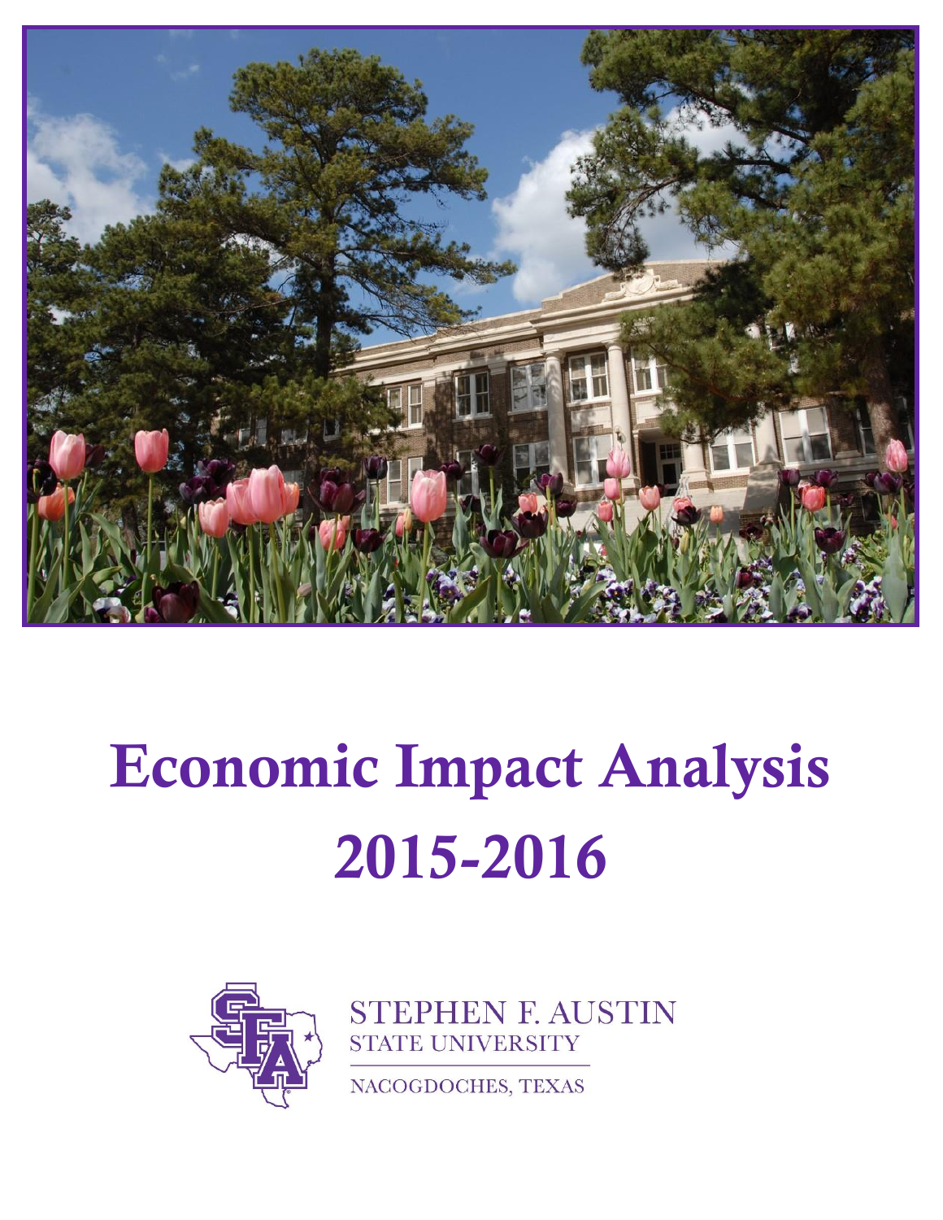# Economic Impact Analysis 2015-2016

STEPHEN F. AUSTIN STATE UNIVERSITY

NACOGDOCHES, TEXAS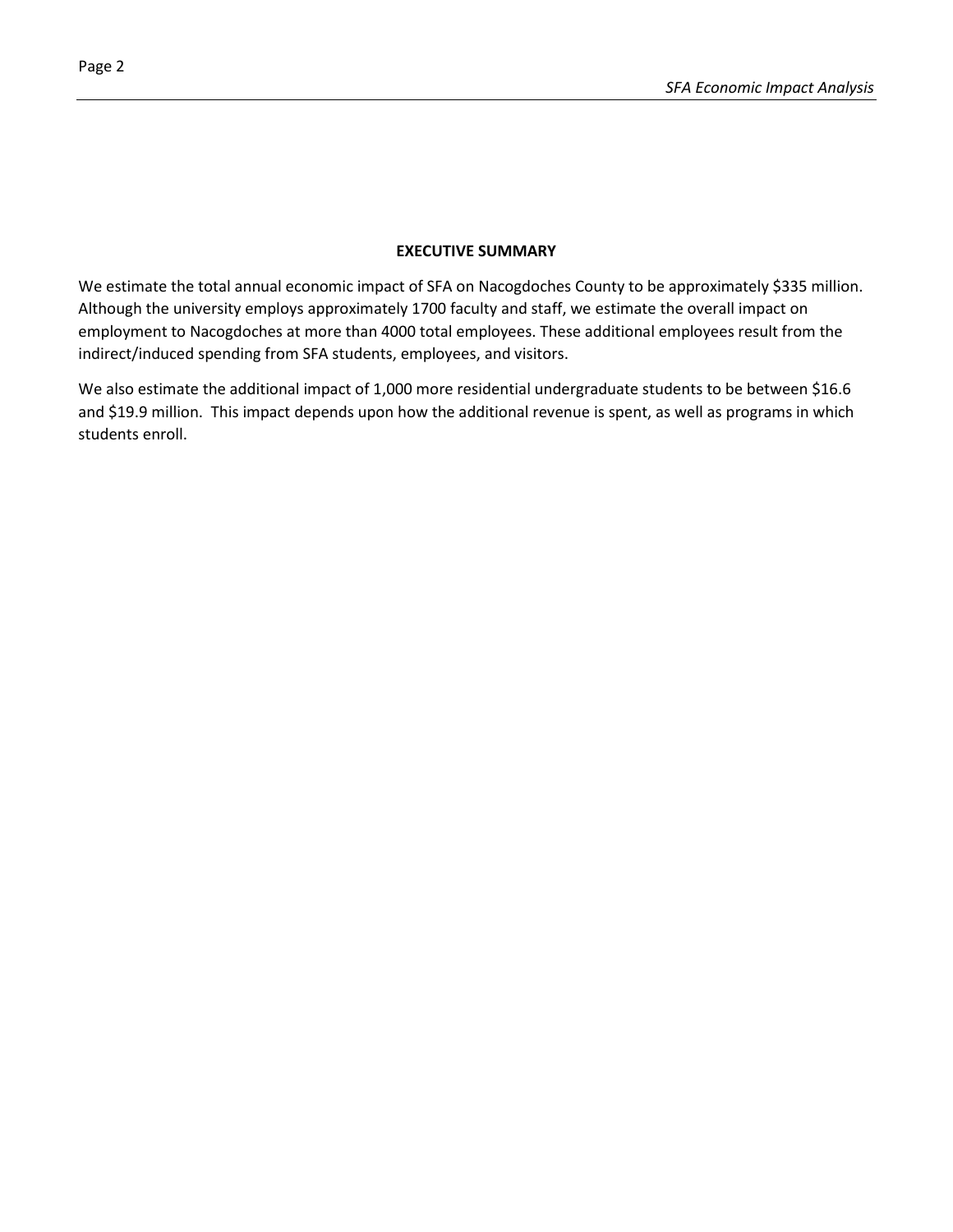## EXECUTIVE SUMMARY

We estimate the total annual economic impact of SFA on Nacogdoches County to be approximately $335 million. Although the university employs approximately 1700 faculty and staff, we estimate the overall impact on employment to Nacogdoches at more than 4000 total employees. These additional employees result from the indirect/induced spending from SFA students, employees, and visitors.

We also estimate the additional impact of 1,000 more residential undergraduate students to be between $16.6 and $19.9 million. This impact depends upon how the additional revenue is spent, as well as programs in which students enroll.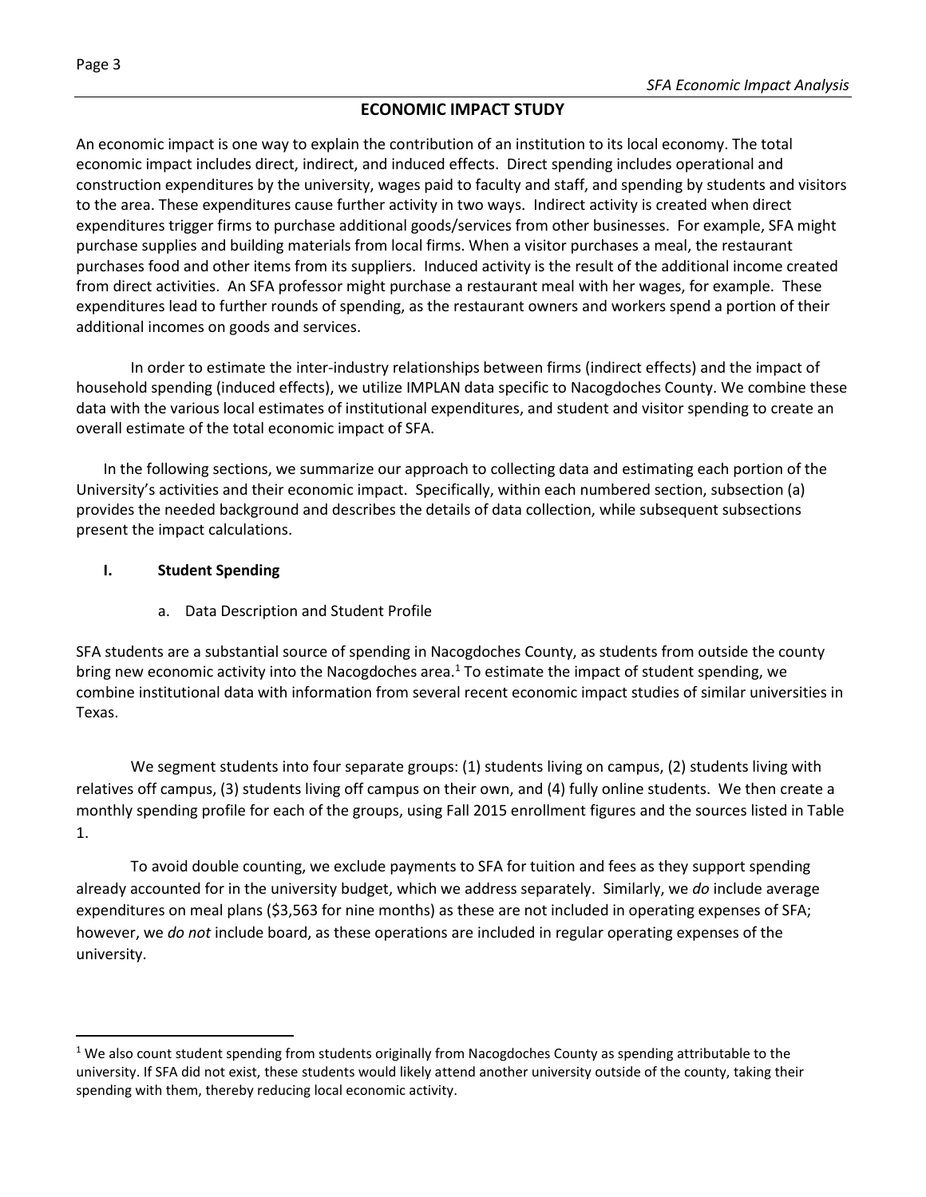## ECONOMIC IMPACT STUDY

An economic impact is one way to explain the contribution of an institution to its local economy. The total economic impact includes direct, indirect, and induced effects. Direct spending includes operational and construction expenditures by the university, wages paid to faculty and staff, and spending by students and visitors to the area. These expenditures cause further activity in two ways. Indirect activity is created when direct expenditures trigger firms to purchase additional goods/services from other businesses. For example, SFA might purchase supplies and building materials from local firms. When a visitor purchases a meal, the restaurant purchases food and other items from its suppliers. Induced activity is the result of the additional income created from direct activities. An SFA professor might purchase a restaurant meal with her wages, for example. These expenditures lead to further rounds of spending, as the restaurant owners and workers spend a portion of their additional incomes on goods and services.

In order to estimate the inter-industry relationships between firms (indirect effects) and the impact of household spending (induced effects), we utilize IMPLAN data specific to Nacogdoches County. We combine these data with the various local estimates of institutional expenditures, and student and visitor spending to create an overall estimate of the total economic impact of SFA.

In the following sections, we summarize our approach to collecting data and estimating each portion of the University's activities and their economic impact. Specifically, within each numbered section, subsection (a) provides the needed background and describes the details of data collection, while subsequent subsections present the impact calculations.

### I. Student Spending

#### a. Data Description and Student Profile

SFA students are a substantial source of spending in Nacogdoches County, as students from outside the county bring new economic activity into the Nacogdoches area.[1] To estimate the impact of student spending, we combine institutional data with information from several recent economic impact studies of similar universities in Texas.

We segment students into four separate groups: (1) students living on campus, (2) students living with relatives off campus, (3) students living off campus on their own, and (4) fully online students. We then create a monthly spending profile for each of the groups, using Fall 2015 enrollment figures and the sources listed in Table 1.

To avoid double counting, we exclude payments to SFA for tuition and fees as they support spending already accounted for in the university budget, which we address separately. Similarly, we *do* include average expenditures on meal plans ($3,563 for nine months) as these are not included in operating expenses of SFA; however, we *do not* include board, as these operations are included in regular operating expenses of the university.

---

[1] We also count student spending from students originally from Nacogdoches County as spending attributable to the university. If SFA did not exist, these students would likely attend another university outside of the county, taking their spending with them, thereby reducing local economic activity.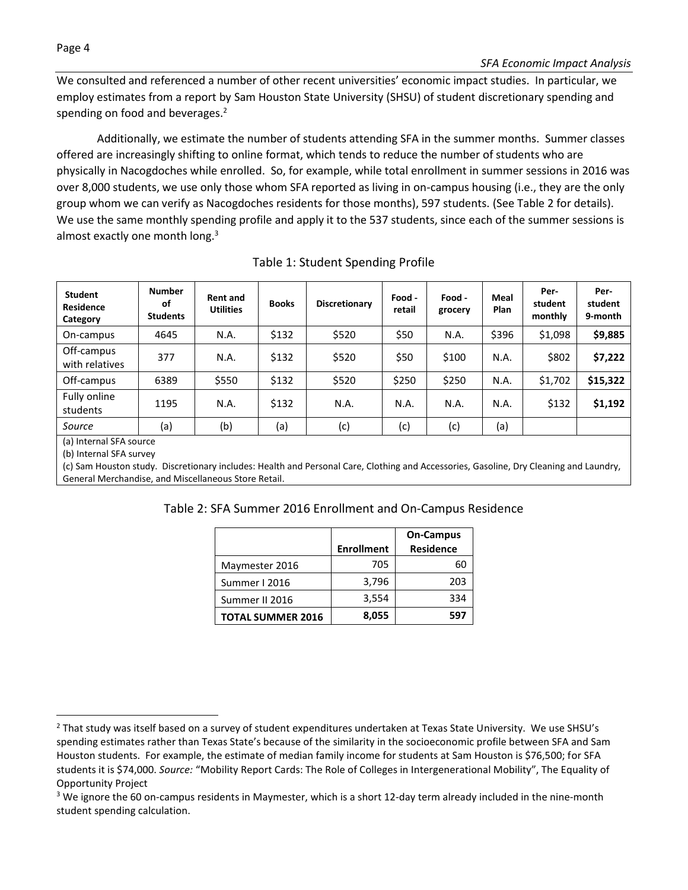We consulted and referenced a number of other recent universities' economic impact studies. In particular, we employ estimates from a report by Sam Houston State University (SHSU) of student discretionary spending and spending on food and beverages.[2]

Additionally, we estimate the number of students attending SFA in the summer months. Summer classes offered are increasingly shifting to online format, which tends to reduce the number of students who are physically in Nacogdoches while enrolled. So, for example, while total enrollment in summer sessions in 2016 was over 8,000 students, we use only those whom SFA reported as living in on-campus housing (i.e., they are the only group whom we can verify as Nacogdoches residents for those months), 597 students. (See Table 2 for details). We use the same monthly spending profile and apply it to the 537 students, since each of the summer sessions is almost exactly one month long.[3]

Table 1: Student Spending Profile

| Student Residence Category | Number of Students | Rent and Utilities | Books | Discretionary | Food - retail | Food - grocery | Meal Plan | Per-student monthly | Per-student 9-month |
|---|---|---|---|---|---|---|---|---|---|
| On-campus | 4645 | N.A. | \$132 | \$520 | \$50 | N.A. | \$396 | \$1,098 | **\$9,885** |
| Off-campus with relatives | 377 | N.A. | \$132 | \$520 | \$50 | \$100 | N.A. | \$802 | **\$7,222** |
| Off-campus | 6389 | \$550 | \$132 | \$520 | \$250 | \$250 | N.A. | \$1,702 | **\$15,322** |
| Fully online students | 1195 | N.A. | \$132 | N.A. | N.A. | N.A. | N.A. | \$132 | **\$1,192** |
| *Source* | (a) | (b) | (a) | (c) | (c) | (c) | (a) | | |

(a) Internal SFA source
(b) Internal SFA survey
(c) Sam Houston study. Discretionary includes: Health and Personal Care, Clothing and Accessories, Gasoline, Dry Cleaning and Laundry, General Merchandise, and Miscellaneous Store Retail.

Table 2: SFA Summer 2016 Enrollment and On-Campus Residence

| | Enrollment | On-Campus Residence |
|---|---|---|
| Maymester 2016 | 705 | 60 |
| Summer I 2016 | 3,796 | 203 |
| Summer II 2016 | 3,554 | 334 |
| **TOTAL SUMMER 2016** | **8,055** | **597** |

[2] That study was itself based on a survey of student expenditures undertaken at Texas State University. We use SHSU's spending estimates rather than Texas State's because of the similarity in the socioeconomic profile between SFA and Sam Houston students. For example, the estimate of median family income for students at Sam Houston is \$76,500; for SFA students it is \$74,000. *Source:* "Mobility Report Cards: The Role of Colleges in Intergenerational Mobility", The Equality of Opportunity Project

[3] We ignore the 60 on-campus residents in Maymester, which is a short 12-day term already included in the nine-month student spending calculation.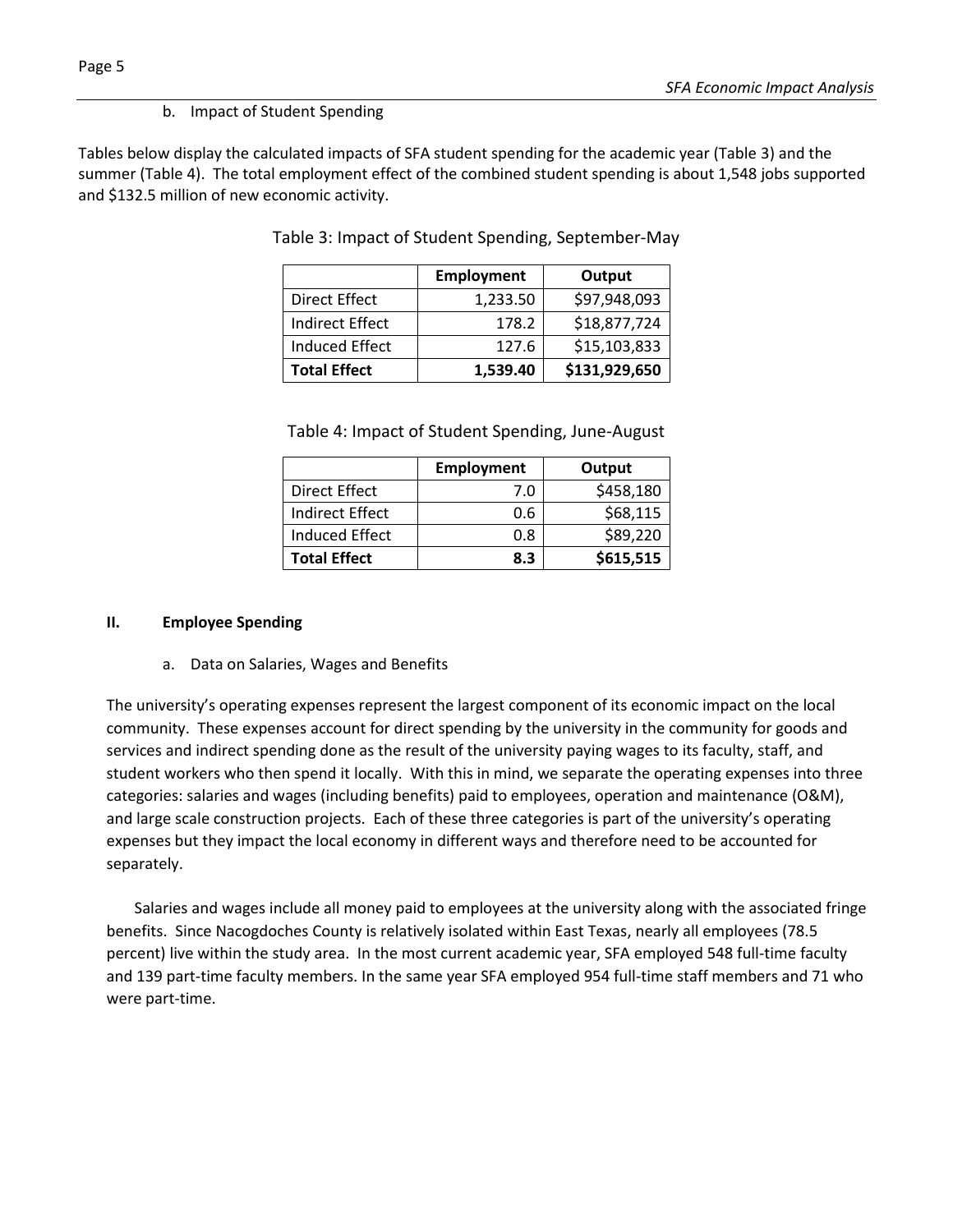b. Impact of Student Spending

Tables below display the calculated impacts of SFA student spending for the academic year (Table 3) and the summer (Table 4). The total employment effect of the combined student spending is about 1,548 jobs supported and $132.5 million of new economic activity.

Table 3: Impact of Student Spending, September-May

| | Employment | Output |
|---|---|---|
| Direct Effect | 1,233.50 | $97,948,093 |
| Indirect Effect | 178.2 | $18,877,724 |
| Induced Effect | 127.6 | $15,103,833 |
| **Total Effect** | **1,539.40** | **$131,929,650** |

Table 4: Impact of Student Spending, June-August

| | Employment | Output |
|---|---|---|
| Direct Effect | 7.0 | $458,180 |
| Indirect Effect | 0.6 | $68,115 |
| Induced Effect | 0.8 | $89,220 |
| **Total Effect** | **8.3** | **$615,515** |

## II. Employee Spending

a. Data on Salaries, Wages and Benefits

The university's operating expenses represent the largest component of its economic impact on the local community. These expenses account for direct spending by the university in the community for goods and services and indirect spending done as the result of the university paying wages to its faculty, staff, and student workers who then spend it locally. With this in mind, we separate the operating expenses into three categories: salaries and wages (including benefits) paid to employees, operation and maintenance (O&M), and large scale construction projects. Each of these three categories is part of the university's operating expenses but they impact the local economy in different ways and therefore need to be accounted for separately.

Salaries and wages include all money paid to employees at the university along with the associated fringe benefits. Since Nacogdoches County is relatively isolated within East Texas, nearly all employees (78.5 percent) live within the study area. In the most current academic year, SFA employed 548 full-time faculty and 139 part-time faculty members. In the same year SFA employed 954 full-time staff members and 71 who were part-time.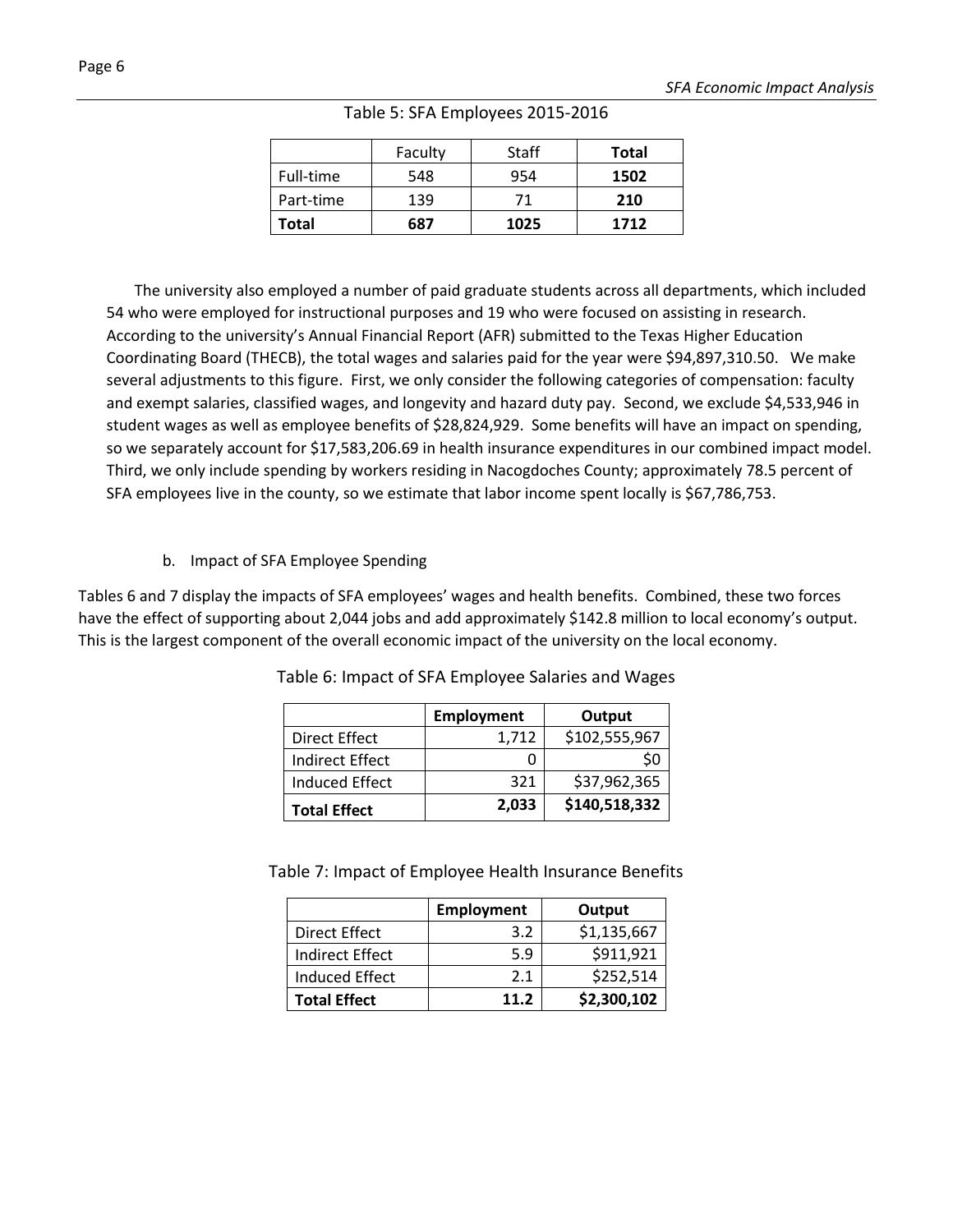Table 5: SFA Employees 2015-2016

| | Faculty | Staff | **Total** |
|---|---|---|---|
| Full-time | 548 | 954 | **1502** |
| Part-time | 139 | 71 | **210** |
| **Total** | **687** | **1025** | **1712** |

The university also employed a number of paid graduate students across all departments, which included 54 who were employed for instructional purposes and 19 who were focused on assisting in research. According to the university's Annual Financial Report (AFR) submitted to the Texas Higher Education Coordinating Board (THECB), the total wages and salaries paid for the year were $94,897,310.50. We make several adjustments to this figure. First, we only consider the following categories of compensation: faculty and exempt salaries, classified wages, and longevity and hazard duty pay. Second, we exclude $4,533,946 in student wages as well as employee benefits of $28,824,929. Some benefits will have an impact on spending, so we separately account for $17,583,206.69 in health insurance expenditures in our combined impact model. Third, we only include spending by workers residing in Nacogdoches County; approximately 78.5 percent of SFA employees live in the county, so we estimate that labor income spent locally is $67,786,753.

b. Impact of SFA Employee Spending

Tables 6 and 7 display the impacts of SFA employees' wages and health benefits. Combined, these two forces have the effect of supporting about 2,044 jobs and add approximately $142.8 million to local economy's output. This is the largest component of the overall economic impact of the university on the local economy.

Table 6: Impact of SFA Employee Salaries and Wages

| | **Employment** | **Output** |
|---|---|---|
| Direct Effect | 1,712 | $102,555,967 |
| Indirect Effect | 0 | $0 |
| Induced Effect | 321 | $37,962,365 |
| **Total Effect** | **2,033** | **$140,518,332** |

Table 7: Impact of Employee Health Insurance Benefits

| | **Employment** | **Output** |
|---|---|---|
| Direct Effect | 3.2 | $1,135,667 |
| Indirect Effect | 5.9 | $911,921 |
| Induced Effect | 2.1 | $252,514 |
| **Total Effect** | **11.2** | **$2,300,102** |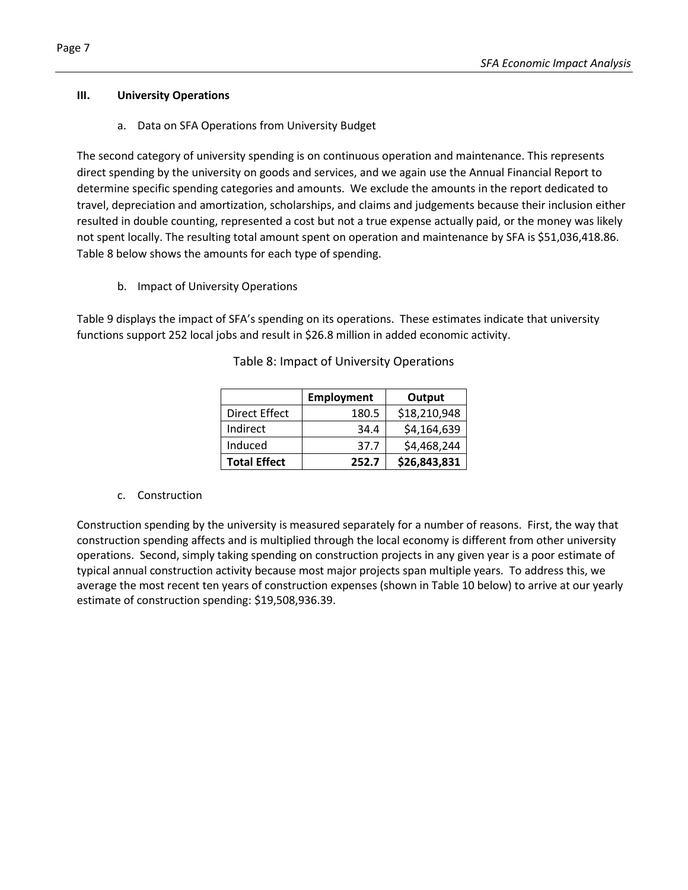## III. University Operations

a. Data on SFA Operations from University Budget

The second category of university spending is on continuous operation and maintenance. This represents direct spending by the university on goods and services, and we again use the Annual Financial Report to determine specific spending categories and amounts. We exclude the amounts in the report dedicated to travel, depreciation and amortization, scholarships, and claims and judgements because their inclusion either resulted in double counting, represented a cost but not a true expense actually paid, or the money was likely not spent locally. The resulting total amount spent on operation and maintenance by SFA is $51,036,418.86. Table 8 below shows the amounts for each type of spending.

b. Impact of University Operations

Table 9 displays the impact of SFA's spending on its operations. These estimates indicate that university functions support 252 local jobs and result in $26.8 million in added economic activity.

Table 8: Impact of University Operations

| | Employment | Output |
|---|---|---|
| Direct Effect | 180.5 | $18,210,948 |
| Indirect | 34.4 | $4,164,639 |
| Induced | 37.7 | $4,468,244 |
| **Total Effect** | **252.7** | **$26,843,831** |

c. Construction

Construction spending by the university is measured separately for a number of reasons. First, the way that construction spending affects and is multiplied through the local economy is different from other university operations. Second, simply taking spending on construction projects in any given year is a poor estimate of typical annual construction activity because most major projects span multiple years. To address this, we average the most recent ten years of construction expenses (shown in Table 10 below) to arrive at our yearly estimate of construction spending: $19,508,936.39.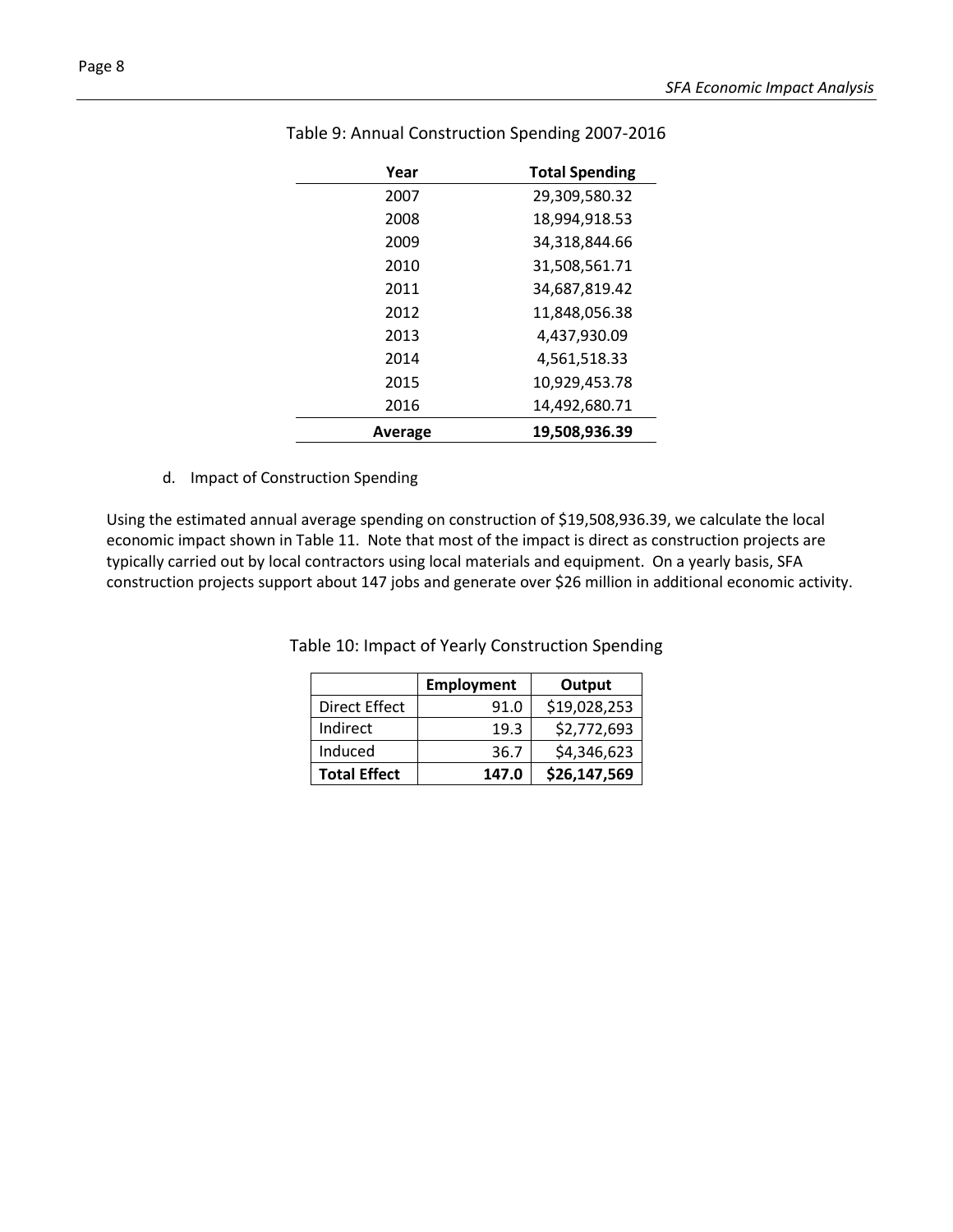Table 9: Annual Construction Spending 2007-2016

| Year | Total Spending |
|---|---|
| 2007 | 29,309,580.32 |
| 2008 | 18,994,918.53 |
| 2009 | 34,318,844.66 |
| 2010 | 31,508,561.71 |
| 2011 | 34,687,819.42 |
| 2012 | 11,848,056.38 |
| 2013 | 4,437,930.09 |
| 2014 | 4,561,518.33 |
| 2015 | 10,929,453.78 |
| 2016 | 14,492,680.71 |
| **Average** | **19,508,936.39** |

d. Impact of Construction Spending

Using the estimated annual average spending on construction of $19,508,936.39, we calculate the local economic impact shown in Table 11. Note that most of the impact is direct as construction projects are typically carried out by local contractors using local materials and equipment. On a yearly basis, SFA construction projects support about 147 jobs and generate over $26 million in additional economic activity.

Table 10: Impact of Yearly Construction Spending

| | Employment | Output |
|---|---|---|
| Direct Effect | 91.0 | $19,028,253 |
| Indirect | 19.3 | $2,772,693 |
| Induced | 36.7 | $4,346,623 |
| **Total Effect** | **147.0** | **$26,147,569** |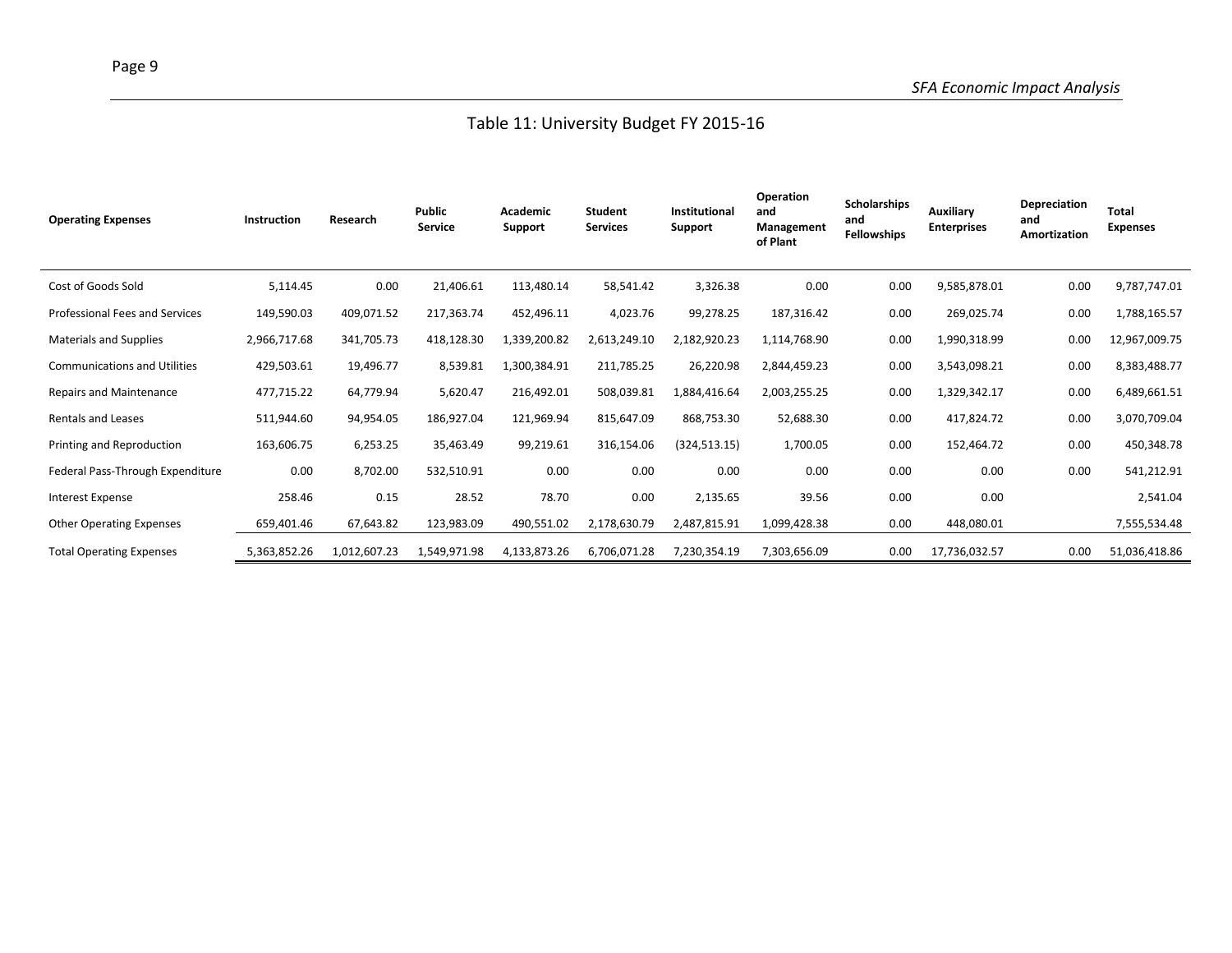# Table 11: University Budget FY 2015-16

| Operating Expenses | Instruction | Research | Public Service | Academic Support | Student Services | Institutional Support | Operation and Management of Plant | Scholarships and Fellowships | Auxiliary Enterprises | Depreciation and Amortization | Total Expenses |
|---|---|---|---|---|---|---|---|---|---|---|---|
| Cost of Goods Sold | 5,114.45 | 0.00 | 21,406.61 | 113,480.14 | 58,541.42 | 3,326.38 | 0.00 | 0.00 | 9,585,878.01 | 0.00 | 9,787,747.01 |
| Professional Fees and Services | 149,590.03 | 409,071.52 | 217,363.74 | 452,496.11 | 4,023.76 | 99,278.25 | 187,316.42 | 0.00 | 269,025.74 | 0.00 | 1,788,165.57 |
| Materials and Supplies | 2,966,717.68 | 341,705.73 | 418,128.30 | 1,339,200.82 | 2,613,249.10 | 2,182,920.23 | 1,114,768.90 | 0.00 | 1,990,318.99 | 0.00 | 12,967,009.75 |
| Communications and Utilities | 429,503.61 | 19,496.77 | 8,539.81 | 1,300,384.91 | 211,785.25 | 26,220.98 | 2,844,459.23 | 0.00 | 3,543,098.21 | 0.00 | 8,383,488.77 |
| Repairs and Maintenance | 477,715.22 | 64,779.94 | 5,620.47 | 216,492.01 | 508,039.81 | 1,884,416.64 | 2,003,255.25 | 0.00 | 1,329,342.17 | 0.00 | 6,489,661.51 |
| Rentals and Leases | 511,944.60 | 94,954.05 | 186,927.04 | 121,969.94 | 815,647.09 | 868,753.30 | 52,688.30 | 0.00 | 417,824.72 | 0.00 | 3,070,709.04 |
| Printing and Reproduction | 163,606.75 | 6,253.25 | 35,463.49 | 99,219.61 | 316,154.06 | (324,513.15) | 1,700.05 | 0.00 | 152,464.72 | 0.00 | 450,348.78 |
| Federal Pass-Through Expenditure | 0.00 | 8,702.00 | 532,510.91 | 0.00 | 0.00 | 0.00 | 0.00 | 0.00 | 0.00 | 0.00 | 541,212.91 |
| Interest Expense | 258.46 | 0.15 | 28.52 | 78.70 | 0.00 | 2,135.65 | 39.56 | 0.00 | 0.00 | | 2,541.04 |
| Other Operating Expenses | 659,401.46 | 67,643.82 | 123,983.09 | 490,551.02 | 2,178,630.79 | 2,487,815.91 | 1,099,428.38 | 0.00 | 448,080.01 | | 7,555,534.48 |
| Total Operating Expenses | 5,363,852.26 | 1,012,607.23 | 1,549,971.98 | 4,133,873.26 | 6,706,071.28 | 7,230,354.19 | 7,303,656.09 | 0.00 | 17,736,032.57 | 0.00 | 51,036,418.86 |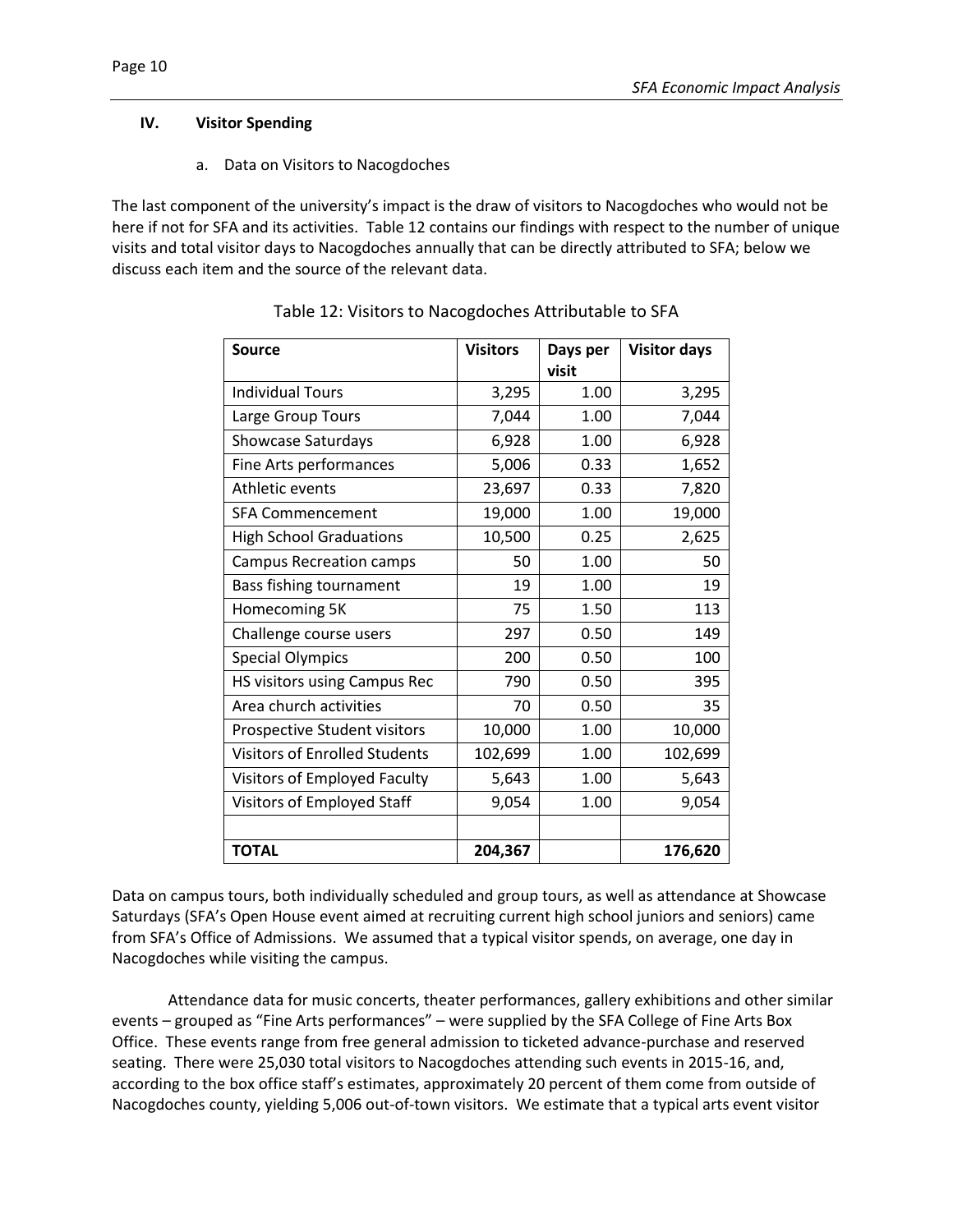## IV. Visitor Spending

### a. Data on Visitors to Nacogdoches

The last component of the university's impact is the draw of visitors to Nacogdoches who would not be here if not for SFA and its activities. Table 12 contains our findings with respect to the number of unique visits and total visitor days to Nacogdoches annually that can be directly attributed to SFA; below we discuss each item and the source of the relevant data.

Table 12: Visitors to Nacogdoches Attributable to SFA

| Source | Visitors | Days per visit | Visitor days |
|---|---|---|---|
| Individual Tours | 3,295 | 1.00 | 3,295 |
| Large Group Tours | 7,044 | 1.00 | 7,044 |
| Showcase Saturdays | 6,928 | 1.00 | 6,928 |
| Fine Arts performances | 5,006 | 0.33 | 1,652 |
| Athletic events | 23,697 | 0.33 | 7,820 |
| SFA Commencement | 19,000 | 1.00 | 19,000 |
| High School Graduations | 10,500 | 0.25 | 2,625 |
| Campus Recreation camps | 50 | 1.00 | 50 |
| Bass fishing tournament | 19 | 1.00 | 19 |
| Homecoming 5K | 75 | 1.50 | 113 |
| Challenge course users | 297 | 0.50 | 149 |
| Special Olympics | 200 | 0.50 | 100 |
| HS visitors using Campus Rec | 790 | 0.50 | 395 |
| Area church activities | 70 | 0.50 | 35 |
| Prospective Student visitors | 10,000 | 1.00 | 10,000 |
| Visitors of Enrolled Students | 102,699 | 1.00 | 102,699 |
| Visitors of Employed Faculty | 5,643 | 1.00 | 5,643 |
| Visitors of Employed Staff | 9,054 | 1.00 | 9,054 |
| | | | |
| **TOTAL** | **204,367** | | **176,620** |

Data on campus tours, both individually scheduled and group tours, as well as attendance at Showcase Saturdays (SFA's Open House event aimed at recruiting current high school juniors and seniors) came from SFA's Office of Admissions. We assumed that a typical visitor spends, on average, one day in Nacogdoches while visiting the campus.

Attendance data for music concerts, theater performances, gallery exhibitions and other similar events – grouped as "Fine Arts performances" – were supplied by the SFA College of Fine Arts Box Office. These events range from free general admission to ticketed advance-purchase and reserved seating. There were 25,030 total visitors to Nacogdoches attending such events in 2015-16, and, according to the box office staff's estimates, approximately 20 percent of them come from outside of Nacogdoches county, yielding 5,006 out-of-town visitors. We estimate that a typical arts event visitor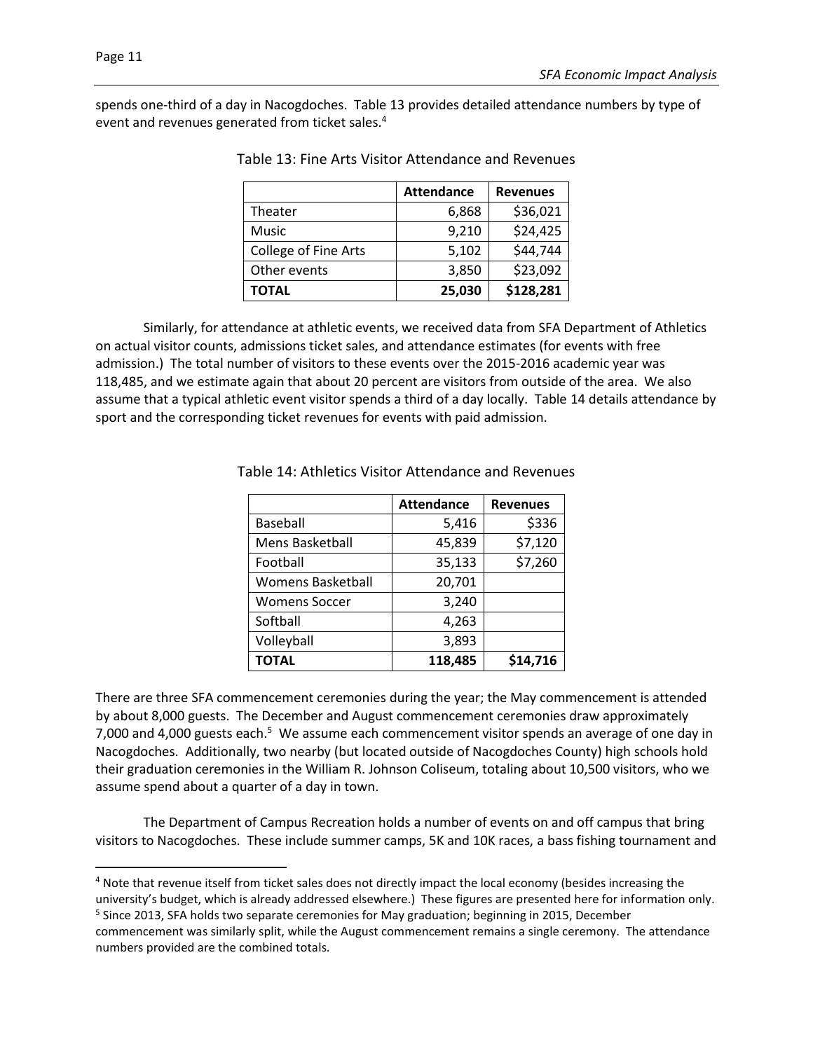spends one-third of a day in Nacogdoches. Table 13 provides detailed attendance numbers by type of event and revenues generated from ticket sales.[4]

Table 13: Fine Arts Visitor Attendance and Revenues

| | Attendance | Revenues |
|---|---|---|
| Theater | 6,868 | $36,021 |
| Music | 9,210 | $24,425 |
| College of Fine Arts | 5,102 | $44,744 |
| Other events | 3,850 | $23,092 |
| **TOTAL** | **25,030** | **$128,281** |

Similarly, for attendance at athletic events, we received data from SFA Department of Athletics on actual visitor counts, admissions ticket sales, and attendance estimates (for events with free admission.) The total number of visitors to these events over the 2015-2016 academic year was 118,485, and we estimate again that about 20 percent are visitors from outside of the area. We also assume that a typical athletic event visitor spends a third of a day locally. Table 14 details attendance by sport and the corresponding ticket revenues for events with paid admission.

Table 14: Athletics Visitor Attendance and Revenues

| | Attendance | Revenues |
|---|---|---|
| Baseball | 5,416 | $336 |
| Mens Basketball | 45,839 | $7,120 |
| Football | 35,133 | $7,260 |
| Womens Basketball | 20,701 | |
| Womens Soccer | 3,240 | |
| Softball | 4,263 | |
| Volleyball | 3,893 | |
| **TOTAL** | **118,485** | **$14,716** |

There are three SFA commencement ceremonies during the year; the May commencement is attended by about 8,000 guests. The December and August commencement ceremonies draw approximately 7,000 and 4,000 guests each.[5] We assume each commencement visitor spends an average of one day in Nacogdoches. Additionally, two nearby (but located outside of Nacogdoches County) high schools hold their graduation ceremonies in the William R. Johnson Coliseum, totaling about 10,500 visitors, who we assume spend about a quarter of a day in town.

The Department of Campus Recreation holds a number of events on and off campus that bring visitors to Nacogdoches. These include summer camps, 5K and 10K races, a bass fishing tournament and

[4] Note that revenue itself from ticket sales does not directly impact the local economy (besides increasing the university's budget, which is already addressed elsewhere.) These figures are presented here for information only.

[5] Since 2013, SFA holds two separate ceremonies for May graduation; beginning in 2015, December commencement was similarly split, while the August commencement remains a single ceremony. The attendance numbers provided are the combined totals.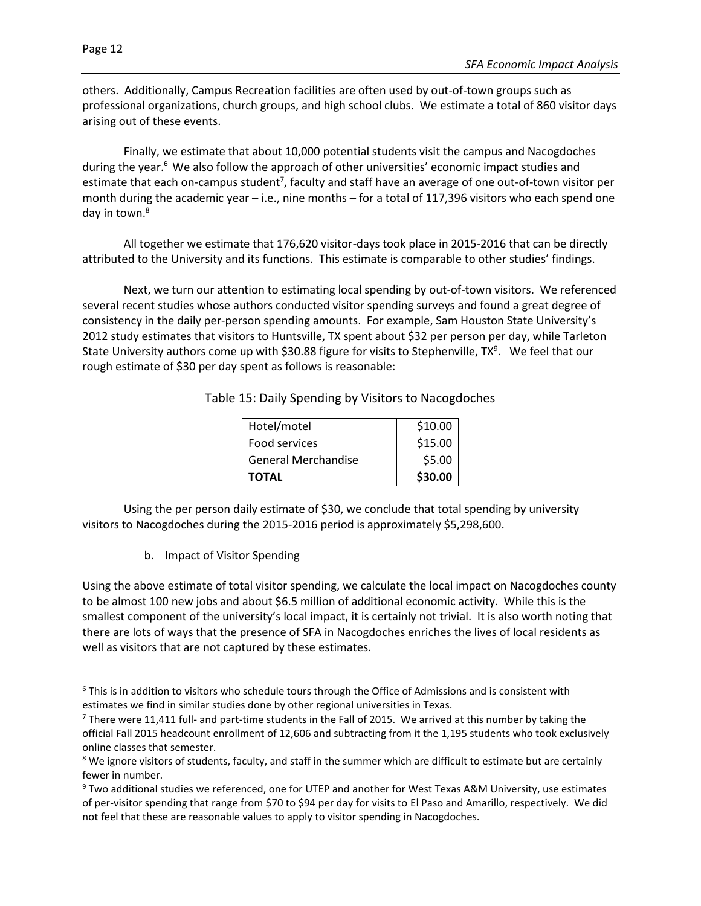others. Additionally, Campus Recreation facilities are often used by out-of-town groups such as professional organizations, church groups, and high school clubs. We estimate a total of 860 visitor days arising out of these events.

Finally, we estimate that about 10,000 potential students visit the campus and Nacogdoches during the year.[6] We also follow the approach of other universities' economic impact studies and estimate that each on-campus student[7], faculty and staff have an average of one out-of-town visitor per month during the academic year – i.e., nine months – for a total of 117,396 visitors who each spend one day in town.[8]

All together we estimate that 176,620 visitor-days took place in 2015-2016 that can be directly attributed to the University and its functions. This estimate is comparable to other studies' findings.

Next, we turn our attention to estimating local spending by out-of-town visitors. We referenced several recent studies whose authors conducted visitor spending surveys and found a great degree of consistency in the daily per-person spending amounts. For example, Sam Houston State University's 2012 study estimates that visitors to Huntsville, TX spent about $32 per person per day, while Tarleton State University authors come up with $30.88 figure for visits to Stephenville, TX[9]. We feel that our rough estimate of $30 per day spent as follows is reasonable:

Table 15: Daily Spending by Visitors to Nacogdoches

| | |
|---|---:|
| Hotel/motel | $10.00 |
| Food services | $15.00 |
| General Merchandise | $5.00 |
| **TOTAL** | **$30.00** |

Using the per person daily estimate of $30, we conclude that total spending by university visitors to Nacogdoches during the 2015-2016 period is approximately $5,298,600.

b. Impact of Visitor Spending

Using the above estimate of total visitor spending, we calculate the local impact on Nacogdoches county to be almost 100 new jobs and about $6.5 million of additional economic activity. While this is the smallest component of the university's local impact, it is certainly not trivial. It is also worth noting that there are lots of ways that the presence of SFA in Nacogdoches enriches the lives of local residents as well as visitors that are not captured by these estimates.

---

[6] This is in addition to visitors who schedule tours through the Office of Admissions and is consistent with estimates we find in similar studies done by other regional universities in Texas.

[7] There were 11,411 full- and part-time students in the Fall of 2015. We arrived at this number by taking the official Fall 2015 headcount enrollment of 12,606 and subtracting from it the 1,195 students who took exclusively online classes that semester.

[8] We ignore visitors of students, faculty, and staff in the summer which are difficult to estimate but are certainly fewer in number.

[9] Two additional studies we referenced, one for UTEP and another for West Texas A&M University, use estimates of per-visitor spending that range from $70 to $94 per day for visits to El Paso and Amarillo, respectively. We did not feel that these are reasonable values to apply to visitor spending in Nacogdoches.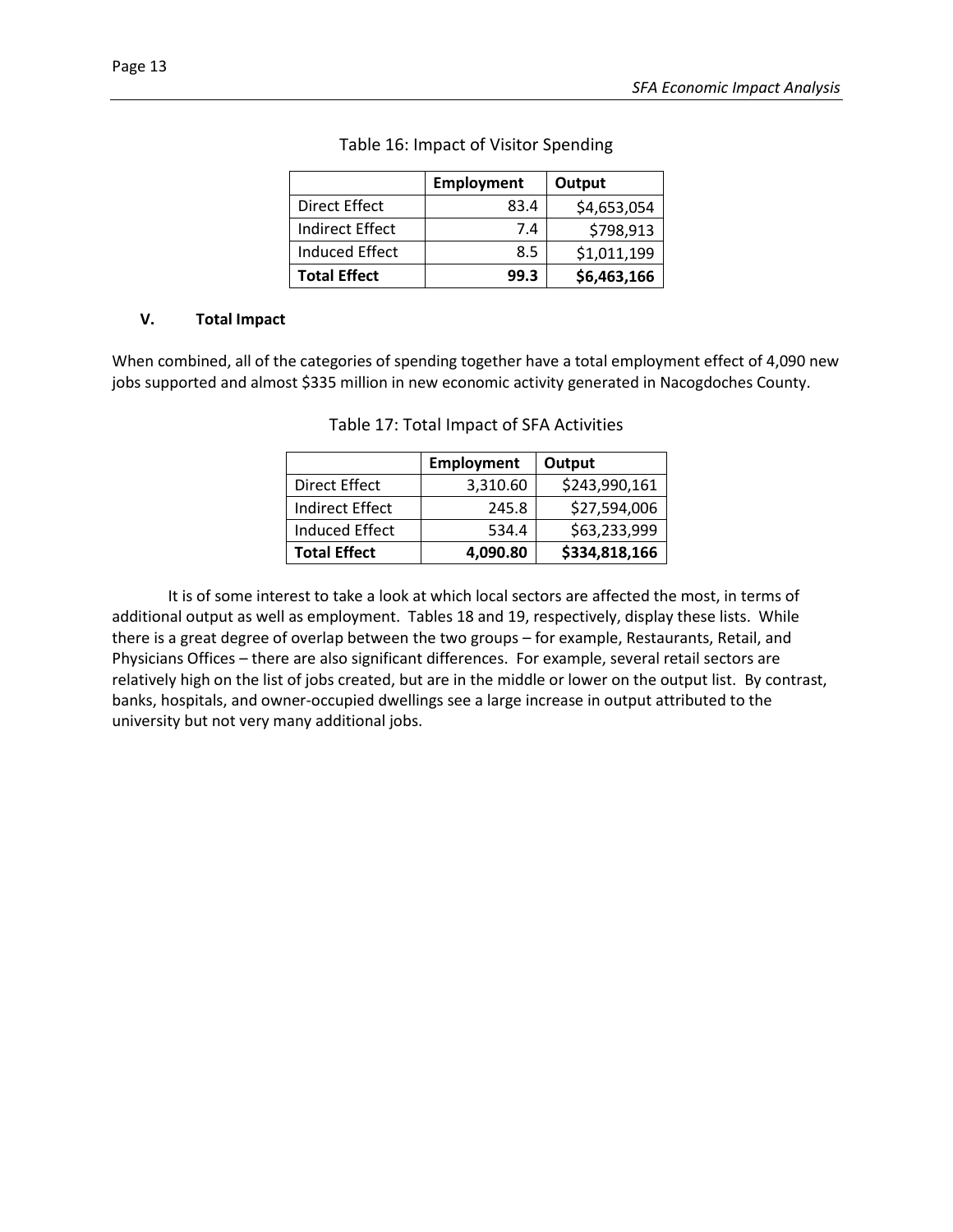Table 16: Impact of Visitor Spending

| | Employment | Output |
|---|---|---|
| Direct Effect | 83.4 | $4,653,054 |
| Indirect Effect | 7.4 | $798,913 |
| Induced Effect | 8.5 | $1,011,199 |
| **Total Effect** | **99.3** | **$6,463,166** |

## V. Total Impact

When combined, all of the categories of spending together have a total employment effect of 4,090 new jobs supported and almost $335 million in new economic activity generated in Nacogdoches County.

Table 17: Total Impact of SFA Activities

| | Employment | Output |
|---|---|---|
| Direct Effect | 3,310.60 | $243,990,161 |
| Indirect Effect | 245.8 | $27,594,006 |
| Induced Effect | 534.4 | $63,233,999 |
| **Total Effect** | **4,090.80** | **$334,818,166** |

It is of some interest to take a look at which local sectors are affected the most, in terms of additional output as well as employment. Tables 18 and 19, respectively, display these lists. While there is a great degree of overlap between the two groups – for example, Restaurants, Retail, and Physicians Offices – there are also significant differences. For example, several retail sectors are relatively high on the list of jobs created, but are in the middle or lower on the output list. By contrast, banks, hospitals, and owner-occupied dwellings see a large increase in output attributed to the university but not very many additional jobs.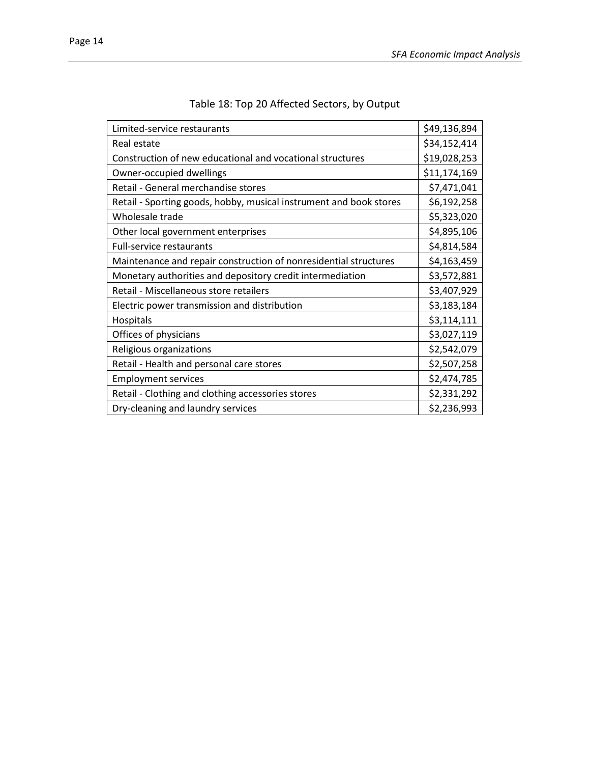Table 18: Top 20 Affected Sectors, by Output

| Sector | Output |
| --- | --- |
| Limited-service restaurants | $49,136,894 |
| Real estate | $34,152,414 |
| Construction of new educational and vocational structures | $19,028,253 |
| Owner-occupied dwellings | $11,174,169 |
| Retail - General merchandise stores | $7,471,041 |
| Retail - Sporting goods, hobby, musical instrument and book stores | $6,192,258 |
| Wholesale trade | $5,323,020 |
| Other local government enterprises | $4,895,106 |
| Full-service restaurants | $4,814,584 |
| Maintenance and repair construction of nonresidential structures | $4,163,459 |
| Monetary authorities and depository credit intermediation | $3,572,881 |
| Retail - Miscellaneous store retailers | $3,407,929 |
| Electric power transmission and distribution | $3,183,184 |
| Hospitals | $3,114,111 |
| Offices of physicians | $3,027,119 |
| Religious organizations | $2,542,079 |
| Retail - Health and personal care stores | $2,507,258 |
| Employment services | $2,474,785 |
| Retail - Clothing and clothing accessories stores | $2,331,292 |
| Dry-cleaning and laundry services | $2,236,993 |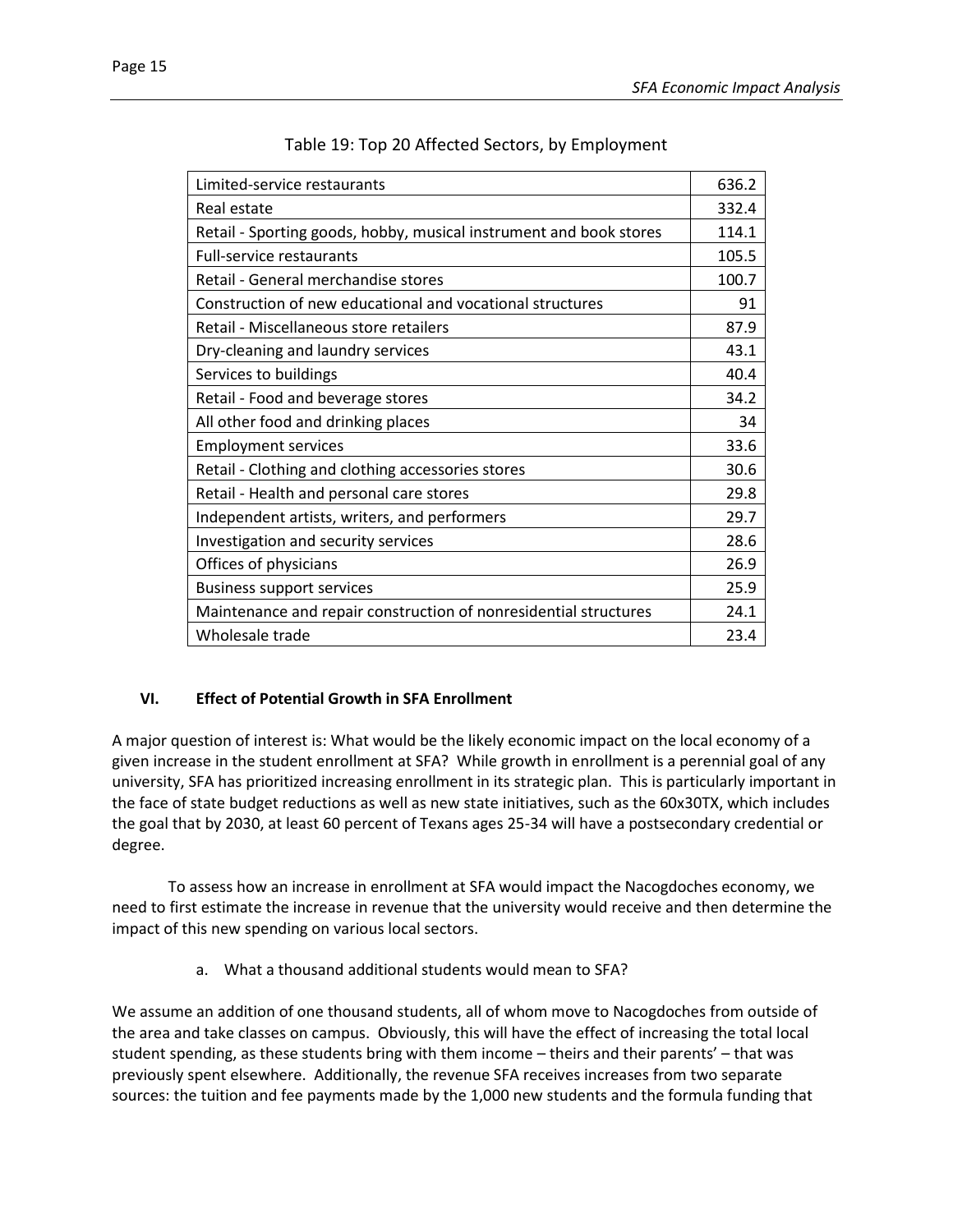Table 19: Top 20 Affected Sectors, by Employment

| Sector | Employment |
|---|---|
| Limited-service restaurants | 636.2 |
| Real estate | 332.4 |
| Retail - Sporting goods, hobby, musical instrument and book stores | 114.1 |
| Full-service restaurants | 105.5 |
| Retail - General merchandise stores | 100.7 |
| Construction of new educational and vocational structures | 91 |
| Retail - Miscellaneous store retailers | 87.9 |
| Dry-cleaning and laundry services | 43.1 |
| Services to buildings | 40.4 |
| Retail - Food and beverage stores | 34.2 |
| All other food and drinking places | 34 |
| Employment services | 33.6 |
| Retail - Clothing and clothing accessories stores | 30.6 |
| Retail - Health and personal care stores | 29.8 |
| Independent artists, writers, and performers | 29.7 |
| Investigation and security services | 28.6 |
| Offices of physicians | 26.9 |
| Business support services | 25.9 |
| Maintenance and repair construction of nonresidential structures | 24.1 |
| Wholesale trade | 23.4 |

## VI. Effect of Potential Growth in SFA Enrollment

A major question of interest is: What would be the likely economic impact on the local economy of a given increase in the student enrollment at SFA? While growth in enrollment is a perennial goal of any university, SFA has prioritized increasing enrollment in its strategic plan. This is particularly important in the face of state budget reductions as well as new state initiatives, such as the 60x30TX, which includes the goal that by 2030, at least 60 percent of Texans ages 25-34 will have a postsecondary credential or degree.

To assess how an increase in enrollment at SFA would impact the Nacogdoches economy, we need to first estimate the increase in revenue that the university would receive and then determine the impact of this new spending on various local sectors.

### a. What a thousand additional students would mean to SFA?

We assume an addition of one thousand students, all of whom move to Nacogdoches from outside of the area and take classes on campus. Obviously, this will have the effect of increasing the total local student spending, as these students bring with them income – theirs and their parents' – that was previously spent elsewhere. Additionally, the revenue SFA receives increases from two separate sources: the tuition and fee payments made by the 1,000 new students and the formula funding that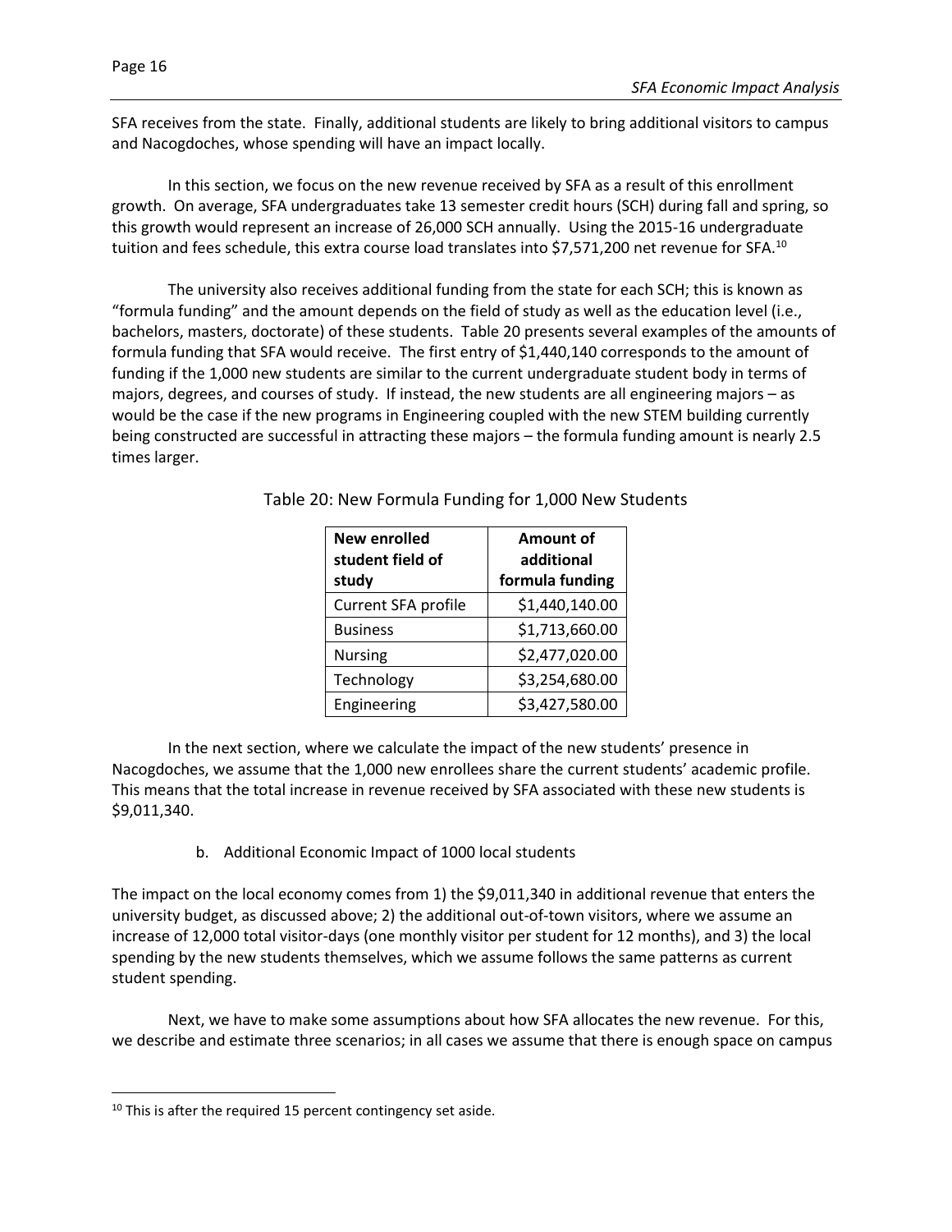SFA receives from the state. Finally, additional students are likely to bring additional visitors to campus and Nacogdoches, whose spending will have an impact locally.

In this section, we focus on the new revenue received by SFA as a result of this enrollment growth. On average, SFA undergraduates take 13 semester credit hours (SCH) during fall and spring, so this growth would represent an increase of 26,000 SCH annually. Using the 2015-16 undergraduate tuition and fees schedule, this extra course load translates into $7,571,200 net revenue for SFA.[10]

The university also receives additional funding from the state for each SCH; this is known as "formula funding" and the amount depends on the field of study as well as the education level (i.e., bachelors, masters, doctorate) of these students. Table 20 presents several examples of the amounts of formula funding that SFA would receive. The first entry of $1,440,140 corresponds to the amount of funding if the 1,000 new students are similar to the current undergraduate student body in terms of majors, degrees, and courses of study. If instead, the new students are all engineering majors – as would be the case if the new programs in Engineering coupled with the new STEM building currently being constructed are successful in attracting these majors – the formula funding amount is nearly 2.5 times larger.

Table 20: New Formula Funding for 1,000 New Students

| New enrolled student field of study | Amount of additional formula funding |
|---|---:|
| Current SFA profile | $1,440,140.00 |
| Business | $1,713,660.00 |
| Nursing | $2,477,020.00 |
| Technology | $3,254,680.00 |
| Engineering | $3,427,580.00 |

In the next section, where we calculate the impact of the new students' presence in Nacogdoches, we assume that the 1,000 new enrollees share the current students' academic profile. This means that the total increase in revenue received by SFA associated with these new students is $9,011,340.

b. Additional Economic Impact of 1000 local students

The impact on the local economy comes from 1) the $9,011,340 in additional revenue that enters the university budget, as discussed above; 2) the additional out-of-town visitors, where we assume an increase of 12,000 total visitor-days (one monthly visitor per student for 12 months), and 3) the local spending by the new students themselves, which we assume follows the same patterns as current student spending.

Next, we have to make some assumptions about how SFA allocates the new revenue. For this, we describe and estimate three scenarios; in all cases we assume that there is enough space on campus

[10] This is after the required 15 percent contingency set aside.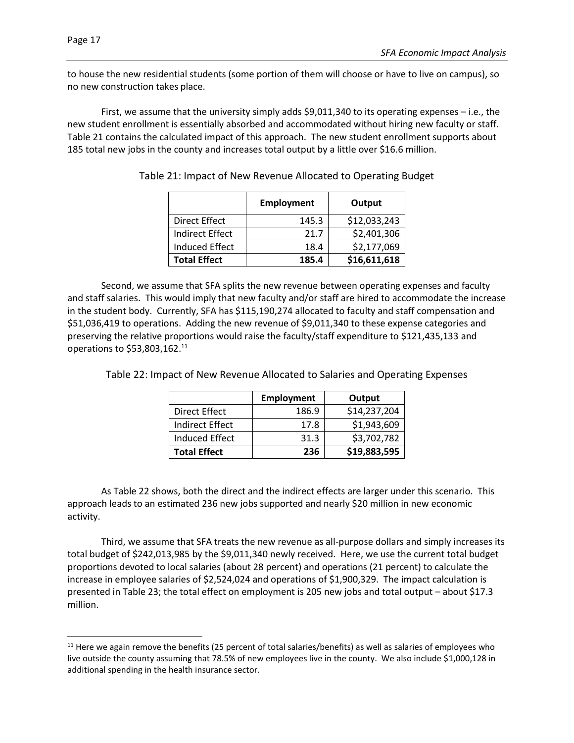to house the new residential students (some portion of them will choose or have to live on campus), so no new construction takes place.

First, we assume that the university simply adds $9,011,340 to its operating expenses – i.e., the new student enrollment is essentially absorbed and accommodated without hiring new faculty or staff. Table 21 contains the calculated impact of this approach. The new student enrollment supports about 185 total new jobs in the county and increases total output by a little over $16.6 million.

Table 21: Impact of New Revenue Allocated to Operating Budget

| | **Employment** | **Output** |
|---|---|---|
| Direct Effect | 145.3 | $12,033,243 |
| Indirect Effect | 21.7 | $2,401,306 |
| Induced Effect | 18.4 | $2,177,069 |
| **Total Effect** | **185.4** | **$16,611,618** |

Second, we assume that SFA splits the new revenue between operating expenses and faculty and staff salaries. This would imply that new faculty and/or staff are hired to accommodate the increase in the student body. Currently, SFA has $115,190,274 allocated to faculty and staff compensation and $51,036,419 to operations. Adding the new revenue of $9,011,340 to these expense categories and preserving the relative proportions would raise the faculty/staff expenditure to $121,435,133 and operations to $53,803,162.[11]

Table 22: Impact of New Revenue Allocated to Salaries and Operating Expenses

| | **Employment** | **Output** |
|---|---|---|
| Direct Effect | 186.9 | $14,237,204 |
| Indirect Effect | 17.8 | $1,943,609 |
| Induced Effect | 31.3 | $3,702,782 |
| **Total Effect** | **236** | **$19,883,595** |

As Table 22 shows, both the direct and the indirect effects are larger under this scenario. This approach leads to an estimated 236 new jobs supported and nearly $20 million in new economic activity.

Third, we assume that SFA treats the new revenue as all-purpose dollars and simply increases its total budget of $242,013,985 by the $9,011,340 newly received. Here, we use the current total budget proportions devoted to local salaries (about 28 percent) and operations (21 percent) to calculate the increase in employee salaries of $2,524,024 and operations of $1,900,329. The impact calculation is presented in Table 23; the total effect on employment is 205 new jobs and total output – about $17.3 million.

[11] Here we again remove the benefits (25 percent of total salaries/benefits) as well as salaries of employees who live outside the county assuming that 78.5% of new employees live in the county. We also include $1,000,128 in additional spending in the health insurance sector.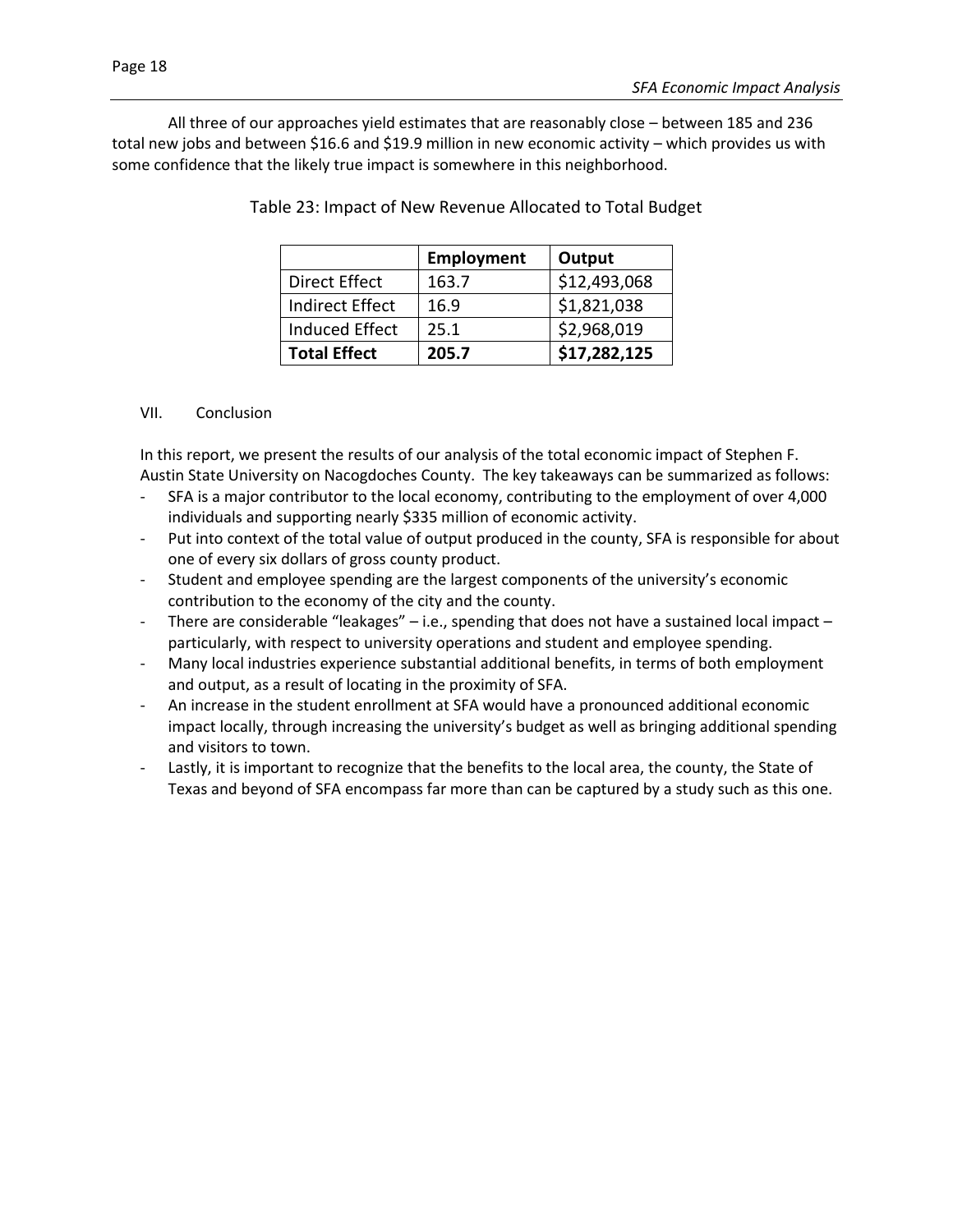All three of our approaches yield estimates that are reasonably close – between 185 and 236 total new jobs and between $16.6 and $19.9 million in new economic activity – which provides us with some confidence that the likely true impact is somewhere in this neighborhood.

Table 23: Impact of New Revenue Allocated to Total Budget

| | Employment | Output |
|---|---|---|
| Direct Effect | 163.7 | $12,493,068 |
| Indirect Effect | 16.9 | $1,821,038 |
| Induced Effect | 25.1 | $2,968,019 |
| **Total Effect** | **205.7** | **$17,282,125** |

## VII. Conclusion

In this report, we present the results of our analysis of the total economic impact of Stephen F. Austin State University on Nacogdoches County. The key takeaways can be summarized as follows:

- SFA is a major contributor to the local economy, contributing to the employment of over 4,000 individuals and supporting nearly $335 million of economic activity.
- Put into context of the total value of output produced in the county, SFA is responsible for about one of every six dollars of gross county product.
- Student and employee spending are the largest components of the university's economic contribution to the economy of the city and the county.
- There are considerable "leakages" – i.e., spending that does not have a sustained local impact – particularly, with respect to university operations and student and employee spending.
- Many local industries experience substantial additional benefits, in terms of both employment and output, as a result of locating in the proximity of SFA.
- An increase in the student enrollment at SFA would have a pronounced additional economic impact locally, through increasing the university's budget as well as bringing additional spending and visitors to town.
- Lastly, it is important to recognize that the benefits to the local area, the county, the State of Texas and beyond of SFA encompass far more than can be captured by a study such as this one.